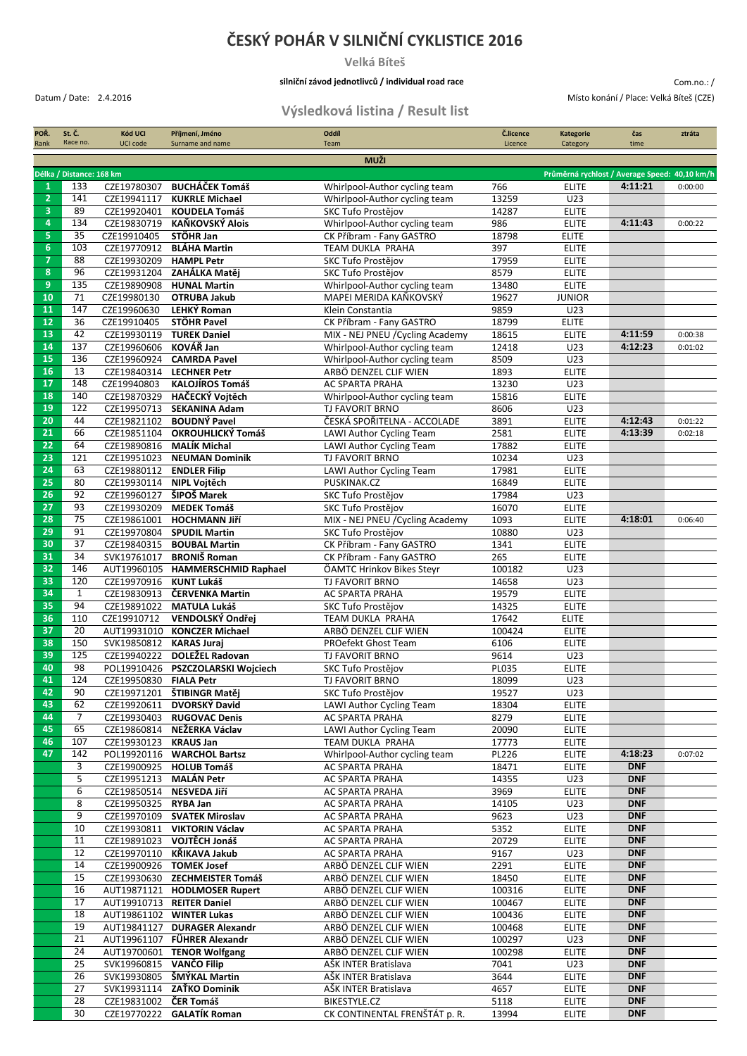# ČESKÝ POHÁR V SILNIČNÍ CYKLISTICE 2016

**Velká Bíteš**

**silniční závod jednotlivců / individual road race**

Com.no.: /

Datum / Date: 2.4.2016

Místo konání / Place: Velká Bíteš (CZE)

## Výsledková listina / Result list

| POŘ. Rank | St. Č. Race no. | Kód UCI UCI code | Příjmení, Jméno Surname and name | Oddíl Team | Č.licence Licence | Kategorie Category | čas time | ztráta |
|---|---|---|---|---|---|---|---|---|
| | | | | **MUŽI** | | | | |
| Délka / Distance: 168 km | | | | | | Průměrná rychlost / Average Speed: 40,10 km/h | | |
| 1 | 133 | CZE19780307 | **BUCHÁČEK Tomáš** | Whirlpool-Author cycling team | 766 | ELITE | 4:11:21 | 0:00:00 |
| 2 | 141 | CZE19941117 | **KUKRLE Michael** | Whirlpool-Author cycling team | 13259 | U23 | | |
| 3 | 89 | CZE19920401 | **KOUDELA Tomáš** | SKC Tufo Prostějov | 14287 | ELITE | | |
| 4 | 134 | CZE19830719 | **KAŇKOVSKÝ Alois** | Whirlpool-Author cycling team | 986 | ELITE | 4:11:43 | 0:00:22 |
| 5 | 35 | CZE19910405 | **STŐHR Jan** | CK Příbram - Fany GASTRO | 18798 | ELITE | | |
| 6 | 103 | CZE19770912 | **BLÁHA Martin** | TEAM DUKLA PRAHA | 397 | ELITE | | |
| 7 | 88 | CZE19930209 | **HAMPL Petr** | SKC Tufo Prostějov | 17959 | ELITE | | |
| 8 | 96 | CZE19931204 | **ZAHÁLKA Matěj** | SKC Tufo Prostějov | 8579 | ELITE | | |
| 9 | 135 | CZE19890908 | **HUNAL Martin** | Whirlpool-Author cycling team | 13480 | ELITE | | |
| 10 | 71 | CZE19980130 | **OTRUBA Jakub** | MAPEI MERIDA KAŇKOVSKÝ | 19627 | JUNIOR | | |
| 11 | 147 | CZE19960630 | **LEHKÝ Roman** | Klein Constantia | 9859 | U23 | | |
| 12 | 36 | CZE19910405 | **STŐHR Pavel** | CK Příbram - Fany GASTRO | 18799 | ELITE | | |
| 13 | 42 | CZE19930119 | **TUREK Daniel** | MIX - NEJ PNEU /Cycling Academy | 18615 | ELITE | 4:11:59 | 0:00:38 |
| 14 | 137 | CZE19960606 | **KOVÁŘ Jan** | Whirlpool-Author cycling team | 12418 | U23 | 4:12:23 | 0:01:02 |
| 15 | 136 | CZE19960924 | **CAMRDA Pavel** | Whirlpool-Author cycling team | 8509 | U23 | | |
| 16 | 13 | CZE19840314 | **LECHNER Petr** | ARBÖ DENZEL CLIF WIEN | 1893 | ELITE | | |
| 17 | 148 | CZE19940803 | **KALOJÍROS Tomáš** | AC SPARTA PRAHA | 13230 | U23 | | |
| 18 | 140 | CZE19870329 | **HAČECKÝ Vojtěch** | Whirlpool-Author cycling team | 15816 | ELITE | | |
| 19 | 122 | CZE19950713 | **SEKANINA Adam** | TJ FAVORIT BRNO | 8606 | U23 | | |
| 20 | 44 | CZE19821102 | **BOUDNÝ Pavel** | ČESKÁ SPOŘITELNA - ACCOLADE | 3891 | ELITE | 4:12:43 | 0:01:22 |
| 21 | 66 | CZE19851104 | **OKROUHLICKÝ Tomáš** | LAWI Author Cycling Team | 2581 | ELITE | 4:13:39 | 0:02:18 |
| 22 | 64 | CZE19890816 | **MALÍK Michal** | LAWI Author Cycling Team | 17882 | ELITE | | |
| 23 | 121 | CZE19951023 | **NEUMAN Dominik** | TJ FAVORIT BRNO | 10234 | U23 | | |
| 24 | 63 | CZE19880112 | **ENDLER Filip** | LAWI Author Cycling Team | 17981 | ELITE | | |
| 25 | 80 | CZE19930114 | **NIPL Vojtěch** | PUSKINAK.CZ | 16849 | ELITE | | |
| 26 | 92 | CZE19960127 | **ŠIPOŠ Marek** | SKC Tufo Prostějov | 17984 | U23 | | |
| 27 | 93 | CZE19930209 | **MEDEK Tomáš** | SKC Tufo Prostějov | 16070 | ELITE | | |
| 28 | 75 | CZE19861001 | **HOCHMANN Jiří** | MIX - NEJ PNEU /Cycling Academy | 1093 | ELITE | 4:18:01 | 0:06:40 |
| 29 | 91 | CZE19970804 | **SPUDIL Martin** | SKC Tufo Prostějov | 10880 | U23 | | |
| 30 | 37 | CZE19840315 | **BOUBAL Martin** | CK Příbram - Fany GASTRO | 1341 | ELITE | | |
| 31 | 34 | SVK19761017 | **BRONIŠ Roman** | CK Příbram - Fany GASTRO | 265 | ELITE | | |
| 32 | 146 | AUT19960105 | **HAMMERSCHMID Raphael** | ÖAMTC Hrinkov Bikes Steyr | 100182 | U23 | | |
| 33 | 120 | CZE19970916 | **KUNT Lukáš** | TJ FAVORIT BRNO | 14658 | U23 | | |
| 34 | 1 | CZE19830913 | **ČERVENKA Martin** | AC SPARTA PRAHA | 19579 | ELITE | | |
| 35 | 94 | CZE19891022 | **MATULA Lukáš** | SKC Tufo Prostějov | 14325 | ELITE | | |
| 36 | 110 | CZE19910712 | **VENDOLSKÝ Ondřej** | TEAM DUKLA PRAHA | 17642 | ELITE | | |
| 37 | 20 | AUT19931010 | **KONCZER Michael** | ARBÖ DENZEL CLIF WIEN | 100424 | ELITE | | |
| 38 | 150 | SVK19850812 | **KARAS Juraj** | PROefekt Ghost Team | 6106 | ELITE | | |
| 39 | 125 | CZE19940222 | **DOLEŽEL Radovan** | TJ FAVORIT BRNO | 9614 | U23 | | |
| 40 | 98 | POL19910426 | **PSZCZOLARSKI Wojciech** | SKC Tufo Prostějov | PL035 | ELITE | | |
| 41 | 124 | CZE19950830 | **FIALA Petr** | TJ FAVORIT BRNO | 18099 | U23 | | |
| 42 | 90 | CZE19971201 | **ŠTIBINGR Matěj** | SKC Tufo Prostějov | 19527 | U23 | | |
| 43 | 62 | CZE19920611 | **DVORSKÝ David** | LAWI Author Cycling Team | 18304 | ELITE | | |
| 44 | 7 | CZE19930403 | **RUGOVAC Denis** | AC SPARTA PRAHA | 8279 | ELITE | | |
| 45 | 65 | CZE19860814 | **NEŽERKA Václav** | LAWI Author Cycling Team | 20090 | ELITE | | |
| 46 | 107 | CZE19930123 | **KRAUS Jan** | TEAM DUKLA PRAHA | 17773 | ELITE | | |
| 47 | 142 | POL19920116 | **WARCHOL Bartsz** | Whirlpool-Author cycling team | PL226 | ELITE | 4:18:23 | 0:07:02 |
| | 3 | CZE19900925 | **HOLUB Tomáš** | AC SPARTA PRAHA | 18471 | ELITE | DNF | |
| | 5 | CZE19951213 | **MALÁN Petr** | AC SPARTA PRAHA | 14355 | U23 | DNF | |
| | 6 | CZE19850514 | **NESVEDA Jiří** | AC SPARTA PRAHA | 3969 | ELITE | DNF | |
| | 8 | CZE19950325 | **RYBA Jan** | AC SPARTA PRAHA | 14105 | U23 | DNF | |
| | 9 | CZE19970109 | **SVATEK Miroslav** | AC SPARTA PRAHA | 9623 | U23 | DNF | |
| | 10 | CZE19930811 | **VIKTORIN Václav** | AC SPARTA PRAHA | 5352 | ELITE | DNF | |
| | 11 | CZE19891023 | **VOJTĚCH Jonáš** | AC SPARTA PRAHA | 20729 | ELITE | DNF | |
| | 12 | CZE19970110 | **KŘIKAVA Jakub** | AC SPARTA PRAHA | 9167 | U23 | DNF | |
| | 14 | CZE19900926 | **TOMEK Josef** | ARBÖ DENZEL CLIF WIEN | 2291 | ELITE | DNF | |
| | 15 | CZE19930630 | **ZECHMEISTER Tomáš** | ARBÖ DENZEL CLIF WIEN | 18450 | ELITE | DNF | |
| | 16 | AUT19871121 | **HODLMOSER Rupert** | ARBÖ DENZEL CLIF WIEN | 100316 | ELITE | DNF | |
| | 17 | AUT19910713 | **REITER Daniel** | ARBÖ DENZEL CLIF WIEN | 100467 | ELITE | DNF | |
| | 18 | AUT19861102 | **WINTER Lukas** | ARBÖ DENZEL CLIF WIEN | 100436 | ELITE | DNF | |
| | 19 | AUT19841127 | **DURAGER Alexandr** | ARBÖ DENZEL CLIF WIEN | 100468 | ELITE | DNF | |
| | 21 | AUT19961107 | **FÜHRER Alexandr** | ARBÖ DENZEL CLIF WIEN | 100297 | U23 | DNF | |
| | 24 | AUT19700601 | **TENOR Wolfgang** | ARBÖ DENZEL CLIF WIEN | 100298 | ELITE | DNF | |
| | 25 | SVK19960815 | **VANČO Filip** | AŠK INTER Bratislava | 7041 | U23 | DNF | |
| | 26 | SVK19930805 | **ŠMÝKAL Martin** | AŠK INTER Bratislava | 3644 | ELITE | DNF | |
| | 27 | SVK19931114 | **ZAŤKO Dominik** | AŠK INTER Bratislava | 4657 | ELITE | DNF | |
| | 28 | CZE19831002 | **ČER Tomáš** | BIKESTYLE.CZ | 5118 | ELITE | DNF | |
| | 30 | CZE19770222 | **GALATÍK Roman** | CK CONTINENTAL FRENŠTÁT p. R. | 13994 | ELITE | DNF | |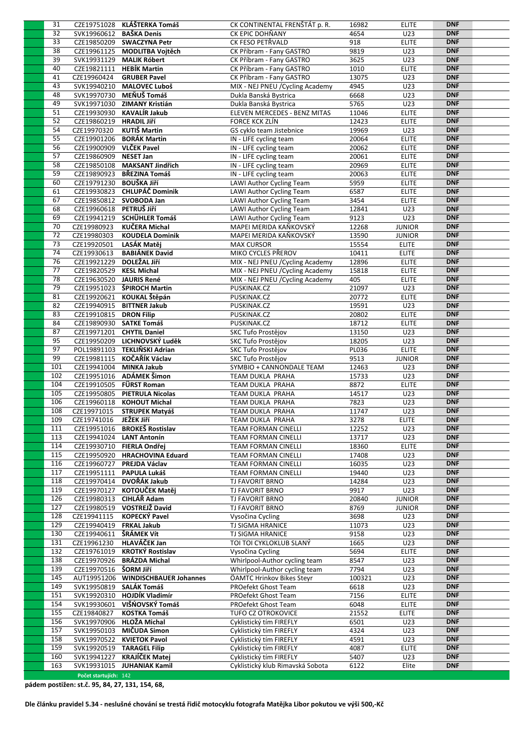| 31 | CZE19751028 | KLÁŠTERKA Tomáš | CK CONTINENTAL FRENŠTÁT p. R. | 16982 | ELITE | DNF |
|---|---|---|---|---|---|---|
| 32 | SVK19960612 | BAŠKA Denis | CK EPIC DOHŇANY | 4654 | U23 | DNF |
| 33 | CZE19850209 | SWACZYNA Petr | CK FESO PETŘVALD | 918 | ELITE | DNF |
| 38 | CZE19961125 | MODLITBA Vojtěch | CK Příbram - Fany GASTRO | 9819 | U23 | DNF |
| 39 | SVK19931129 | MALIK Róbert | CK Příbram - Fany GASTRO | 3625 | U23 | DNF |
| 40 | CZE19821111 | HEBÍK Martin | CK Příbram - Fany GASTRO | 1010 | ELITE | DNF |
| 41 | CZE19960424 | GRUBER Pavel | CK Příbram - Fany GASTRO | 13075 | U23 | DNF |
| 43 | SVK19940210 | MALOVEC Luboš | MIX - NEJ PNEU /Cycling Academy | 4945 | U23 | DNF |
| 48 | SVK19970730 | MEŇUŠ Tomáš | Dukla Banská Bystrica | 6668 | U23 | DNF |
| 49 | SVK19971030 | ZIMANY Kristián | Dukla Banská Bystrica | 5765 | U23 | DNF |
| 51 | CZE19930930 | KAVALÍR Jakub | ELEVEN MERCEDES - BENZ MITAS | 11046 | ELITE | DNF |
| 52 | CZE19860219 | HRADIL Jiří | FORCE KCK ZLÍN | 12423 | ELITE | DNF |
| 54 | CZE19970320 | KUTIŠ Martin | GS cyklo team Jistebnice | 19969 | U23 | DNF |
| 55 | CZE19901206 | BORÁK Martin | IN - LIFE cycling team | 20064 | ELITE | DNF |
| 56 | CZE19900909 | VLČEK Pavel | IN - LIFE cycling team | 20062 | ELITE | DNF |
| 57 | CZE19860909 | NESET Jan | IN - LIFE cycling team | 20061 | ELITE | DNF |
| 58 | CZE19850108 | MAKSANT Jindřich | IN - LIFE cycling team | 20969 | ELITE | DNF |
| 59 | CZE19890923 | BŘEZINA Tomáš | IN - LIFE cycling team | 20063 | ELITE | DNF |
| 60 | CZE19791230 | BOUŠKA Jiří | LAWI Author Cycling Team | 5959 | ELITE | DNF |
| 61 | CZE19930823 | CHLUPÁČ Dominik | LAWI Author Cycling Team | 6587 | ELITE | DNF |
| 67 | CZE19850812 | SVOBODA Jan | LAWI Author Cycling Team | 3454 | ELITE | DNF |
| 68 | CZE19960618 | PETRUŠ Jiří | LAWI Author Cycling Team | 12841 | U23 | DNF |
| 69 | CZE19941219 | SCHÜHLER Tomáš | LAWI Author Cycling Team | 9123 | U23 | DNF |
| 70 | CZE19980923 | KUČERA Michal | MAPEI MERIDA KAŇKOVSKÝ | 12268 | JUNIOR | DNF |
| 72 | CZE19980303 | KOUDELA Dominik | MAPEI MERIDA KAŇKOVSKÝ | 13590 | JUNIOR | DNF |
| 73 | CZE19920501 | LASÁK Matěj | MAX CURSOR | 15554 | ELITE | DNF |
| 74 | CZE19930613 | BABIÁNEK David | MIKO CYCLES PŘEROV | 10411 | ELITE | DNF |
| 76 | CZE19921229 | DOLEŽAL Jiří | MIX - NEJ PNEU /Cycling Academy | 12896 | ELITE | DNF |
| 77 | CZE19820529 | KESL Michal | MIX - NEJ PNEU /Cycling Academy | 15818 | ELITE | DNF |
| 78 | CZE19630520 | JAURIS René | MIX - NEJ PNEU /Cycling Academy | 405 | ELITE | DNF |
| 79 | CZE19951023 | ŠPIROCH Martin | PUSKINAK.CZ | 21097 | U23 | DNF |
| 81 | CZE19920621 | KOUKAL Štěpán | PUSKINAK.CZ | 20772 | ELITE | DNF |
| 82 | CZE19940915 | BITTNER Jakub | PUSKINAK.CZ | 19591 | U23 | DNF |
| 83 | CZE19910815 | DRON Filip | PUSKINAK.CZ | 20802 | ELITE | DNF |
| 84 | CZE19890930 | SATKE Tomáš | PUSKINAK.CZ | 18712 | ELITE | DNF |
| 87 | CZE19971201 | CHYTIL Daniel | SKC Tufo Prostějov | 13150 | U23 | DNF |
| 95 | CZE19950209 | LICHNOVSKÝ Luděk | SKC Tufo Prostějov | 18205 | U23 | DNF |
| 97 | POL19891103 | TEKLIŃSKI Adrian | SKC Tufo Prostějov | PL036 | ELITE | DNF |
| 99 | CZE19981115 | KOČAŘÍK Václav | SKC Tufo Prostějov | 9513 | JUNIOR | DNF |
| 101 | CZE19941004 | MINKA Jakub | SYMBIO + CANNONDALE TEAM | 12463 | U23 | DNF |
| 102 | CZE19951016 | ADÁMEK Šimon | TEAM DUKLA PRAHA | 15733 | U23 | DNF |
| 104 | CZE19910505 | FÜRST Roman | TEAM DUKLA PRAHA | 8872 | ELITE | DNF |
| 105 | CZE19950805 | PIETRULA Nicolas | TEAM DUKLA PRAHA | 14517 | U23 | DNF |
| 106 | CZE19960118 | KOHOUT Michal | TEAM DUKLA PRAHA | 7823 | U23 | DNF |
| 108 | CZE19971015 | STRUPEK Matyáš | TEAM DUKLA PRAHA | 11747 | U23 | DNF |
| 109 | CZE19741016 | JEŽEK Jiří | TEAM DUKLA PRAHA | 3278 | ELITE | DNF |
| 111 | CZE19951016 | BROKEŠ Rostislav | TEAM FORMAN CINELLI | 12252 | U23 | DNF |
| 113 | CZE19941024 | LANT Antonín | TEAM FORMAN CINELLI | 13717 | U23 | DNF |
| 114 | CZE19930710 | FIERLA Ondřej | TEAM FORMAN CINELLI | 18360 | ELITE | DNF |
| 115 | CZE19950920 | HRACHOVINA Eduard | TEAM FORMAN CINELLI | 17408 | U23 | DNF |
| 116 | CZE19960727 | PREJDA Václav | TEAM FORMAN CINELLI | 16035 | U23 | DNF |
| 117 | CZE19951111 | PAPULA Lukáš | TEAM FORMAN CINELLI | 19440 | U23 | DNF |
| 118 | CZE19970414 | DVOŘÁK Jakub | TJ FAVORIT BRNO | 14284 | U23 | DNF |
| 119 | CZE19970127 | KOTOUČEK Matěj | TJ FAVORIT BRNO | 9917 | U23 | DNF |
| 126 | CZE19980313 | CIHLÁŘ Adam | TJ FAVORIT BRNO | 20840 | JUNIOR | DNF |
| 127 | CZE19980519 | VOSTREJŽ David | TJ FAVORIT BRNO | 8769 | JUNIOR | DNF |
| 128 | CZE19941115 | KOPECKÝ Pavel | Vysočina Cycling | 3698 | U23 | DNF |
| 129 | CZE19940419 | FRKAL Jakub | TJ SIGMA HRANICE | 11073 | U23 | DNF |
| 130 | CZE19940611 | ŠRÁMEK Vít | TJ SIGMA HRANICE | 9158 | U23 | DNF |
| 131 | CZE19961230 | HLAVÁČEK Jan | TOI TOI CYKLOKLUB SLANÝ | 1665 | U23 | DNF |
| 132 | CZE19761019 | KROTKÝ Rostislav | Vysočina Cycling | 5694 | ELITE | DNF |
| 138 | CZE19970926 | BRÁZDA Michal | Whirlpool-Author cycling team | 8547 | U23 | DNF |
| 139 | CZE19970516 | ŠORM Jiří | Whirlpool-Author cycling team | 7794 | U23 | DNF |
| 145 | AUT19951206 | WINDISCHBAUER Johannes | ÖAMTC Hrinkov Bikes Steyr | 100321 | U23 | DNF |
| 149 | SVK19950819 | SALÁK Tomáš | PROefekt Ghost Team | 6618 | U23 | DNF |
| 151 | SVK19920310 | HOJDÍK Vladimír | PROefekt Ghost Team | 7156 | ELITE | DNF |
| 154 | SVK19930601 | VIŠŇOVSKÝ Tomáš | PROefekt Ghost Team | 6048 | ELITE | DNF |
| 155 | CZE19840827 | KOSTKA Tomáš | TUFO CZ OTROKOVICE | 21552 | ELITE | DNF |
| 156 | SVK19970906 | HLOŽA Michal | Cyklistický tím FIREFLY | 6501 | U23 | DNF |
| 157 | SVK19950103 | MIČUDA Simon | Cyklistický tím FIREFLY | 4324 | U23 | DNF |
| 158 | SVK19970522 | KVIETOK Pavol | Cyklistický tím FIREFLY | 4591 | U23 | DNF |
| 159 | SVK19920519 | TARAGEL Filip | Cyklistický tím FIREFLY | 4087 | ELITE | DNF |
| 160 | SVK19941227 | KRAJÍČEK Matej | Cyklistický tím FIREFLY | 5407 | U23 | DNF |
| 163 | SVK19931015 | JUHANIAK Kamil | Cyklistický klub Rimavská Sobota | 6122 | Elite | DNF |

Počet startujících: 142

**pádem postižen: st.č. 95, 84, 27, 131, 154, 68,**

**Dle článku pravidel 5.34 - neslušné chování se trestá řidič motocyklu fotografa Matějka Libor pokutou ve výši 500,-Kč**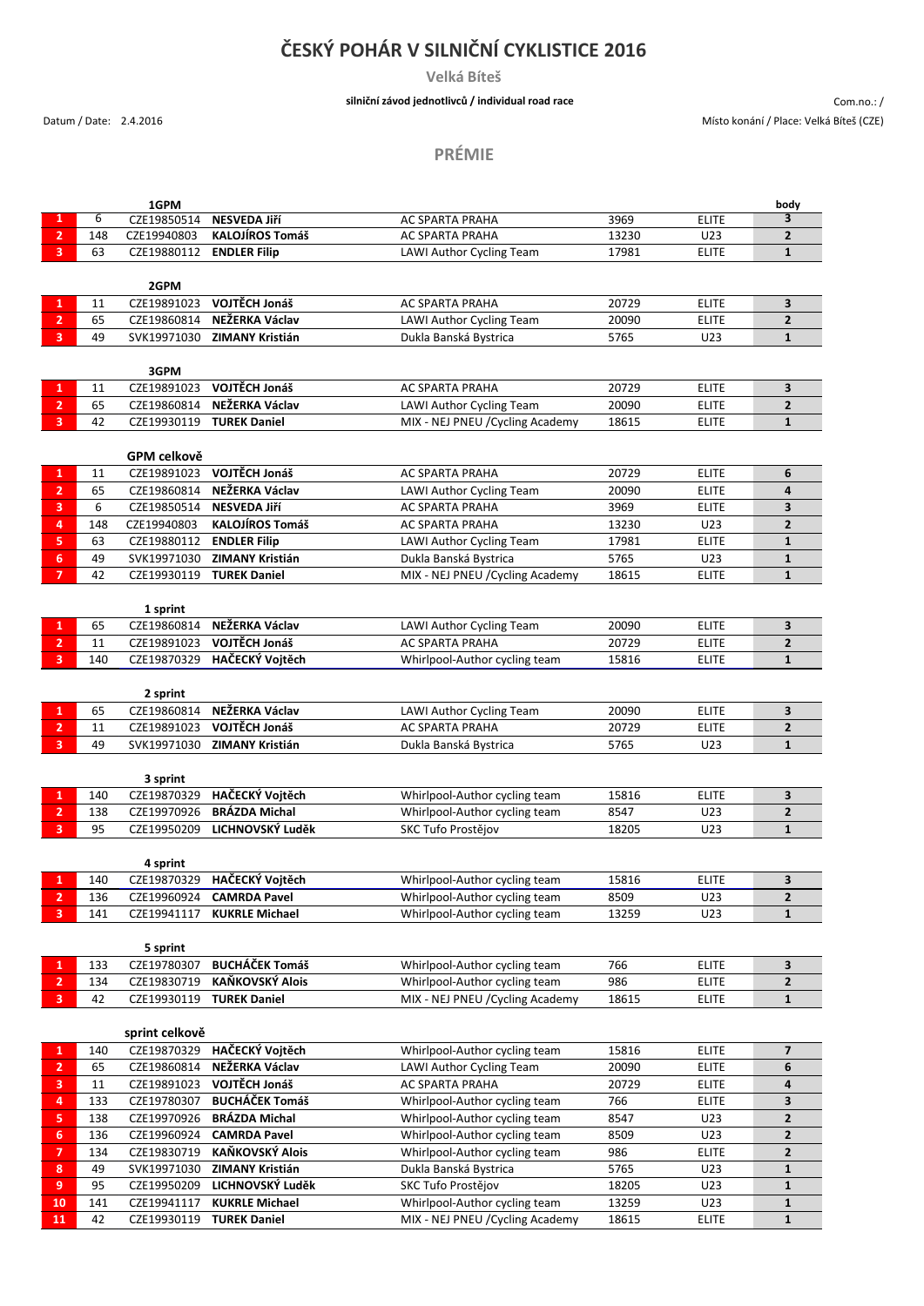# ČESKÝ POHÁR V SILNIČNÍ CYKLISTICE 2016

**Velká Bíteš**

**silniční závod jednotlivců / individual road race**

Com.no.: /

Datum / Date: 2.4.2016

Místo konání / Place: Velká Bíteš (CZE)

## PRÉMIE

### 1GPM

| | | | | | | | body |
|---|---|---|---|---|---|---|---|
| 1 | 6 | CZE19850514 | **NESVEDA Jiří** | AC SPARTA PRAHA | 3969 | ELITE | **3** |
| 2 | 148 | CZE19940803 | **KALOJÍROS Tomáš** | AC SPARTA PRAHA | 13230 | U23 | **2** |
| 3 | 63 | CZE19880112 | **ENDLER Filip** | LAWI Author Cycling Team | 17981 | ELITE | **1** |

### 2GPM

| | | | | | | | |
|---|---|---|---|---|---|---|---|
| 1 | 11 | CZE19891023 | **VOJTĚCH Jonáš** | AC SPARTA PRAHA | 20729 | ELITE | **3** |
| 2 | 65 | CZE19860814 | **NEŽERKA Václav** | LAWI Author Cycling Team | 20090 | ELITE | **2** |
| 3 | 49 | SVK19971030 | **ZIMANY Kristián** | Dukla Banská Bystrica | 5765 | U23 | **1** |

### 3GPM

| | | | | | | | |
|---|---|---|---|---|---|---|---|
| 1 | 11 | CZE19891023 | **VOJTĚCH Jonáš** | AC SPARTA PRAHA | 20729 | ELITE | **3** |
| 2 | 65 | CZE19860814 | **NEŽERKA Václav** | LAWI Author Cycling Team | 20090 | ELITE | **2** |
| 3 | 42 | CZE19930119 | **TUREK Daniel** | MIX - NEJ PNEU /Cycling Academy | 18615 | ELITE | **1** |

### GPM celkově

| | | | | | | | |
|---|---|---|---|---|---|---|---|
| 1 | 11 | CZE19891023 | **VOJTĚCH Jonáš** | AC SPARTA PRAHA | 20729 | ELITE | **6** |
| 2 | 65 | CZE19860814 | **NEŽERKA Václav** | LAWI Author Cycling Team | 20090 | ELITE | **4** |
| 3 | 6 | CZE19850514 | **NESVEDA Jiří** | AC SPARTA PRAHA | 3969 | ELITE | **3** |
| 4 | 148 | CZE19940803 | **KALOJÍROS Tomáš** | AC SPARTA PRAHA | 13230 | U23 | **2** |
| 5 | 63 | CZE19880112 | **ENDLER Filip** | LAWI Author Cycling Team | 17981 | ELITE | **1** |
| 6 | 49 | SVK19971030 | **ZIMANY Kristián** | Dukla Banská Bystrica | 5765 | U23 | **1** |
| 7 | 42 | CZE19930119 | **TUREK Daniel** | MIX - NEJ PNEU /Cycling Academy | 18615 | ELITE | **1** |

### 1 sprint

| | | | | | | | |
|---|---|---|---|---|---|---|---|
| 1 | 65 | CZE19860814 | **NEŽERKA Václav** | LAWI Author Cycling Team | 20090 | ELITE | **3** |
| 2 | 11 | CZE19891023 | **VOJTĚCH Jonáš** | AC SPARTA PRAHA | 20729 | ELITE | **2** |
| 3 | 140 | CZE19870329 | **HAČECKÝ Vojtěch** | Whirlpool-Author cycling team | 15816 | ELITE | **1** |

### 2 sprint

| | | | | | | | |
|---|---|---|---|---|---|---|---|
| 1 | 65 | CZE19860814 | **NEŽERKA Václav** | LAWI Author Cycling Team | 20090 | ELITE | **3** |
| 2 | 11 | CZE19891023 | **VOJTĚCH Jonáš** | AC SPARTA PRAHA | 20729 | ELITE | **2** |
| 3 | 49 | SVK19971030 | **ZIMANY Kristián** | Dukla Banská Bystrica | 5765 | U23 | **1** |

### 3 sprint

| | | | | | | | |
|---|---|---|---|---|---|---|---|
| 1 | 140 | CZE19870329 | **HAČECKÝ Vojtěch** | Whirlpool-Author cycling team | 15816 | ELITE | **3** |
| 2 | 138 | CZE19970926 | **BRÁZDA Michal** | Whirlpool-Author cycling team | 8547 | U23 | **2** |
| 3 | 95 | CZE19950209 | **LICHNOVSKÝ Luděk** | SKC Tufo Prostějov | 18205 | U23 | **1** |

### 4 sprint

| | | | | | | | |
|---|---|---|---|---|---|---|---|
| 1 | 140 | CZE19870329 | **HAČECKÝ Vojtěch** | Whirlpool-Author cycling team | 15816 | ELITE | **3** |
| 2 | 136 | CZE19960924 | **CAMRDA Pavel** | Whirlpool-Author cycling team | 8509 | U23 | **2** |
| 3 | 141 | CZE19941117 | **KUKRLE Michael** | Whirlpool-Author cycling team | 13259 | U23 | **1** |

### 5 sprint

| | | | | | | | |
|---|---|---|---|---|---|---|---|
| 1 | 133 | CZE19780307 | **BUCHÁČEK Tomáš** | Whirlpool-Author cycling team | 766 | ELITE | **3** |
| 2 | 134 | CZE19830719 | **KAŇKOVSKÝ Alois** | Whirlpool-Author cycling team | 986 | ELITE | **2** |
| 3 | 42 | CZE19930119 | **TUREK Daniel** | MIX - NEJ PNEU /Cycling Academy | 18615 | ELITE | **1** |

### sprint celkově

| | | | | | | | |
|---|---|---|---|---|---|---|---|
| 1 | 140 | CZE19870329 | **HAČECKÝ Vojtěch** | Whirlpool-Author cycling team | 15816 | ELITE | **7** |
| 2 | 65 | CZE19860814 | **NEŽERKA Václav** | LAWI Author Cycling Team | 20090 | ELITE | **6** |
| 3 | 11 | CZE19891023 | **VOJTĚCH Jonáš** | AC SPARTA PRAHA | 20729 | ELITE | **4** |
| 4 | 133 | CZE19780307 | **BUCHÁČEK Tomáš** | Whirlpool-Author cycling team | 766 | ELITE | **3** |
| 5 | 138 | CZE19970926 | **BRÁZDA Michal** | Whirlpool-Author cycling team | 8547 | U23 | **2** |
| 6 | 136 | CZE19960924 | **CAMRDA Pavel** | Whirlpool-Author cycling team | 8509 | U23 | **2** |
| 7 | 134 | CZE19830719 | **KAŇKOVSKÝ Alois** | Whirlpool-Author cycling team | 986 | ELITE | **2** |
| 8 | 49 | SVK19971030 | **ZIMANY Kristián** | Dukla Banská Bystrica | 5765 | U23 | **1** |
| 9 | 95 | CZE19950209 | **LICHNOVSKÝ Luděk** | SKC Tufo Prostějov | 18205 | U23 | **1** |
| 10 | 141 | CZE19941117 | **KUKRLE Michael** | Whirlpool-Author cycling team | 13259 | U23 | **1** |
| 11 | 42 | CZE19930119 | **TUREK Daniel** | MIX - NEJ PNEU /Cycling Academy | 18615 | ELITE | **1** |